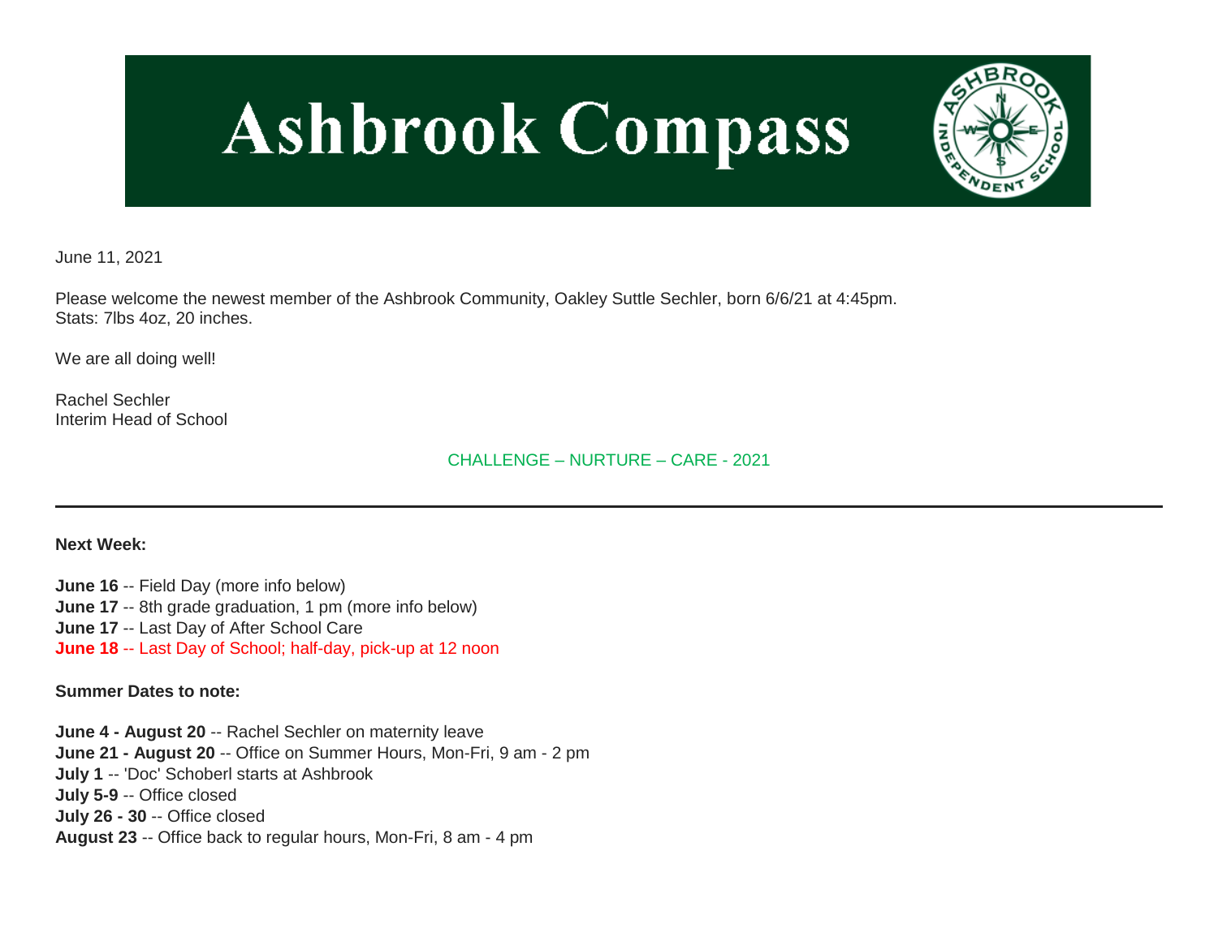# Ashbrook Compass

June 11, 2021

Please welcome the newest member of the Ashbrook Community, Oakley Suttle Sechler, born 6/6/21 at 4:45pm.
Stats: 7lbs 4oz, 20 inches.

We are all doing well!

Rachel Sechler
Interim Head of School

CHALLENGE – NURTURE – CARE - 2021

---

**Next Week:**

**June 16** -- Field Day (more info below)
**June 17** -- 8th grade graduation, 1 pm (more info below)
**June 17** -- Last Day of After School Care
**June 18** -- Last Day of School; half-day, pick-up at 12 noon

**Summer Dates to note:**

**June 4 - August 20** -- Rachel Sechler on maternity leave
**June 21 - August 20** -- Office on Summer Hours, Mon-Fri, 9 am - 2 pm
**July 1** -- 'Doc' Schoberl starts at Ashbrook
**July 5-9** -- Office closed
**July 26 - 30** -- Office closed
**August 23** -- Office back to regular hours, Mon-Fri, 8 am - 4 pm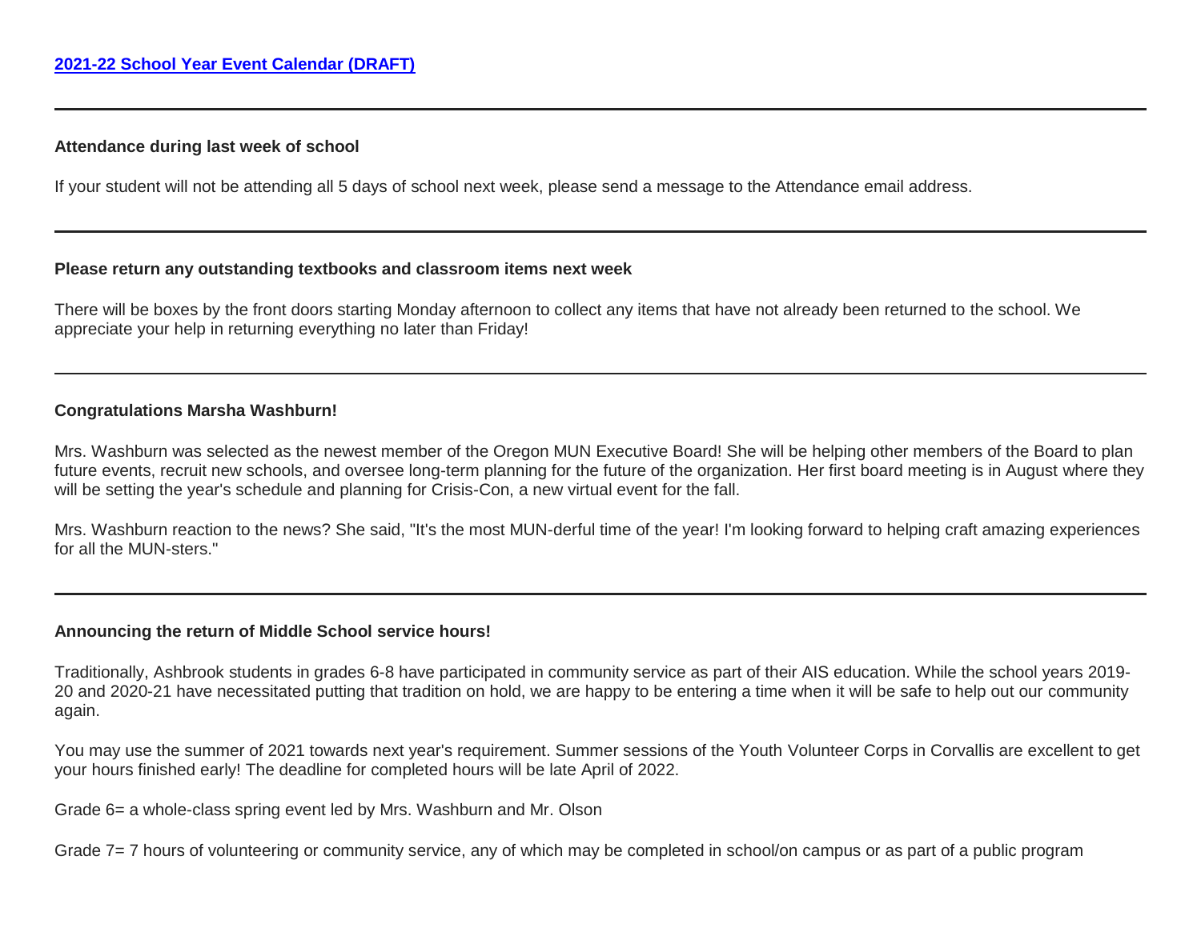[**2021-22 School Year Event Calendar (DRAFT)**]()

---

**Attendance during last week of school**

If your student will not be attending all 5 days of school next week, please send a message to the Attendance email address.

---

**Please return any outstanding textbooks and classroom items next week**

There will be boxes by the front doors starting Monday afternoon to collect any items that have not already been returned to the school. We appreciate your help in returning everything no later than Friday!

---

**Congratulations Marsha Washburn!**

Mrs. Washburn was selected as the newest member of the Oregon MUN Executive Board! She will be helping other members of the Board to plan future events, recruit new schools, and oversee long-term planning for the future of the organization. Her first board meeting is in August where they will be setting the year's schedule and planning for Crisis-Con, a new virtual event for the fall.

Mrs. Washburn reaction to the news? She said, "It's the most MUN-derful time of the year! I'm looking forward to helping craft amazing experiences for all the MUN-sters."

---

**Announcing the return of Middle School service hours!**

Traditionally, Ashbrook students in grades 6-8 have participated in community service as part of their AIS education. While the school years 2019-20 and 2020-21 have necessitated putting that tradition on hold, we are happy to be entering a time when it will be safe to help out our community again.

You may use the summer of 2021 towards next year's requirement. Summer sessions of the Youth Volunteer Corps in Corvallis are excellent to get your hours finished early! The deadline for completed hours will be late April of 2022.

Grade 6= a whole-class spring event led by Mrs. Washburn and Mr. Olson

Grade 7= 7 hours of volunteering or community service, any of which may be completed in school/on campus or as part of a public program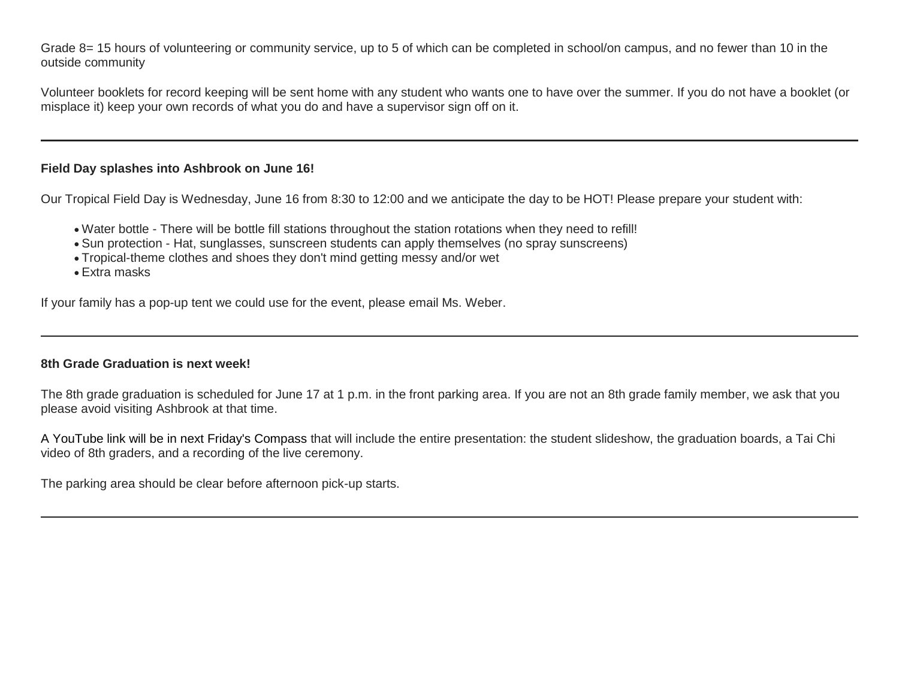Grade 8= 15 hours of volunteering or community service, up to 5 of which can be completed in school/on campus, and no fewer than 10 in the outside community

Volunteer booklets for record keeping will be sent home with any student who wants one to have over the summer. If you do not have a booklet (or misplace it) keep your own records of what you do and have a supervisor sign off on it.

---

**Field Day splashes into Ashbrook on June 16!**

Our Tropical Field Day is Wednesday, June 16 from 8:30 to 12:00 and we anticipate the day to be HOT! Please prepare your student with:

- Water bottle - There will be bottle fill stations throughout the station rotations when they need to refill!
- Sun protection - Hat, sunglasses, sunscreen students can apply themselves (no spray sunscreens)
- Tropical-theme clothes and shoes they don't mind getting messy and/or wet
- Extra masks

If your family has a pop-up tent we could use for the event, please email Ms. Weber.

---

**8th Grade Graduation is next week!**

The 8th grade graduation is scheduled for June 17 at 1 p.m. in the front parking area. If you are not an 8th grade family member, we ask that you please avoid visiting Ashbrook at that time.

A YouTube link will be in next Friday's Compass that will include the entire presentation: the student slideshow, the graduation boards, a Tai Chi video of 8th graders, and a recording of the live ceremony.

The parking area should be clear before afternoon pick-up starts.

---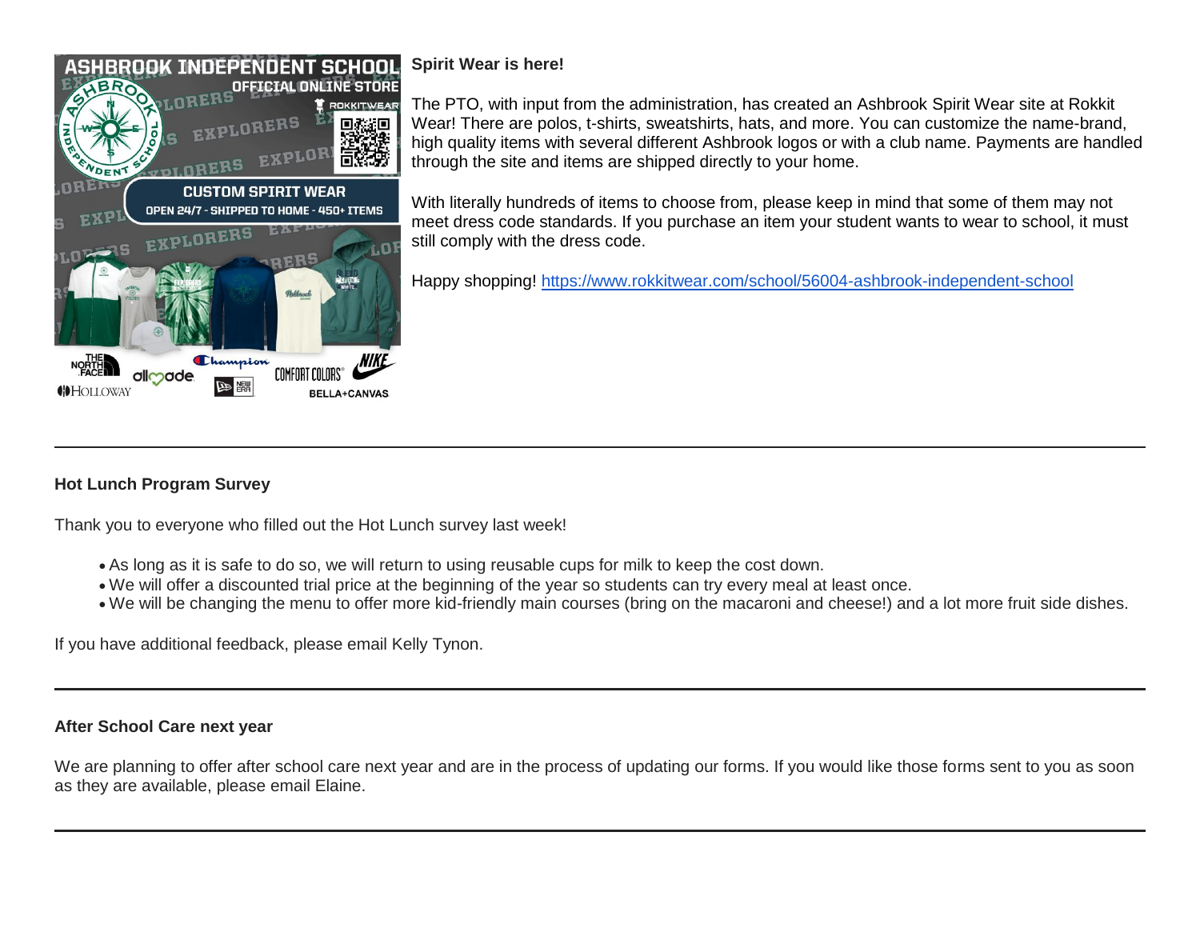**Spirit Wear is here!**

The PTO, with input from the administration, has created an Ashbrook Spirit Wear site at Rokkit Wear! There are polos, t-shirts, sweatshirts, hats, and more. You can customize the name-brand, high quality items with several different Ashbrook logos or with a club name. Payments are handled through the site and items are shipped directly to your home.

With literally hundreds of items to choose from, please keep in mind that some of them may not meet dress code standards. If you purchase an item your student wants to wear to school, it must still comply with the dress code.

Happy shopping! https://www.rokkitwear.com/school/56004-ashbrook-independent-school

---

**Hot Lunch Program Survey**

Thank you to everyone who filled out the Hot Lunch survey last week!

- As long as it is safe to do so, we will return to using reusable cups for milk to keep the cost down.
- We will offer a discounted trial price at the beginning of the year so students can try every meal at least once.
- We will be changing the menu to offer more kid-friendly main courses (bring on the macaroni and cheese!) and a lot more fruit side dishes.

If you have additional feedback, please email Kelly Tynon.

---

**After School Care next year**

We are planning to offer after school care next year and are in the process of updating our forms. If you would like those forms sent to you as soon as they are available, please email Elaine.

---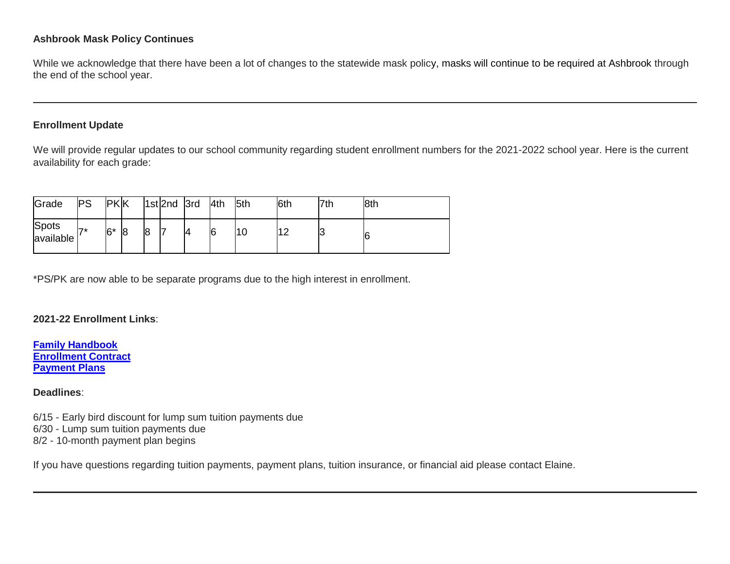**Ashbrook Mask Policy Continues**

While we acknowledge that there have been a lot of changes to the statewide mask policy, masks will continue to be required at Ashbrook through the end of the school year.

---

**Enrollment Update**

We will provide regular updates to our school community regarding student enrollment numbers for the 2021-2022 school year. Here is the current availability for each grade:

| Grade | PS | PK | K | 1st | 2nd | 3rd | 4th | 5th | 6th | 7th | 8th |
|---|---|---|---|---|---|---|---|---|---|---|---|
| Spots available | 7* | 6* | 8 | 8 | 7 | 4 | 6 | 10 | 12 | 3 | 6 |

*PS/PK are now able to be separate programs due to the high interest in enrollment.

**2021-22 Enrollment Links**:

**Family Handbook**
**Enrollment Contract**
**Payment Plans**

**Deadlines**:

6/15 - Early bird discount for lump sum tuition payments due
6/30 - Lump sum tuition payments due
8/2 - 10-month payment plan begins

If you have questions regarding tuition payments, payment plans, tuition insurance, or financial aid please contact Elaine.

---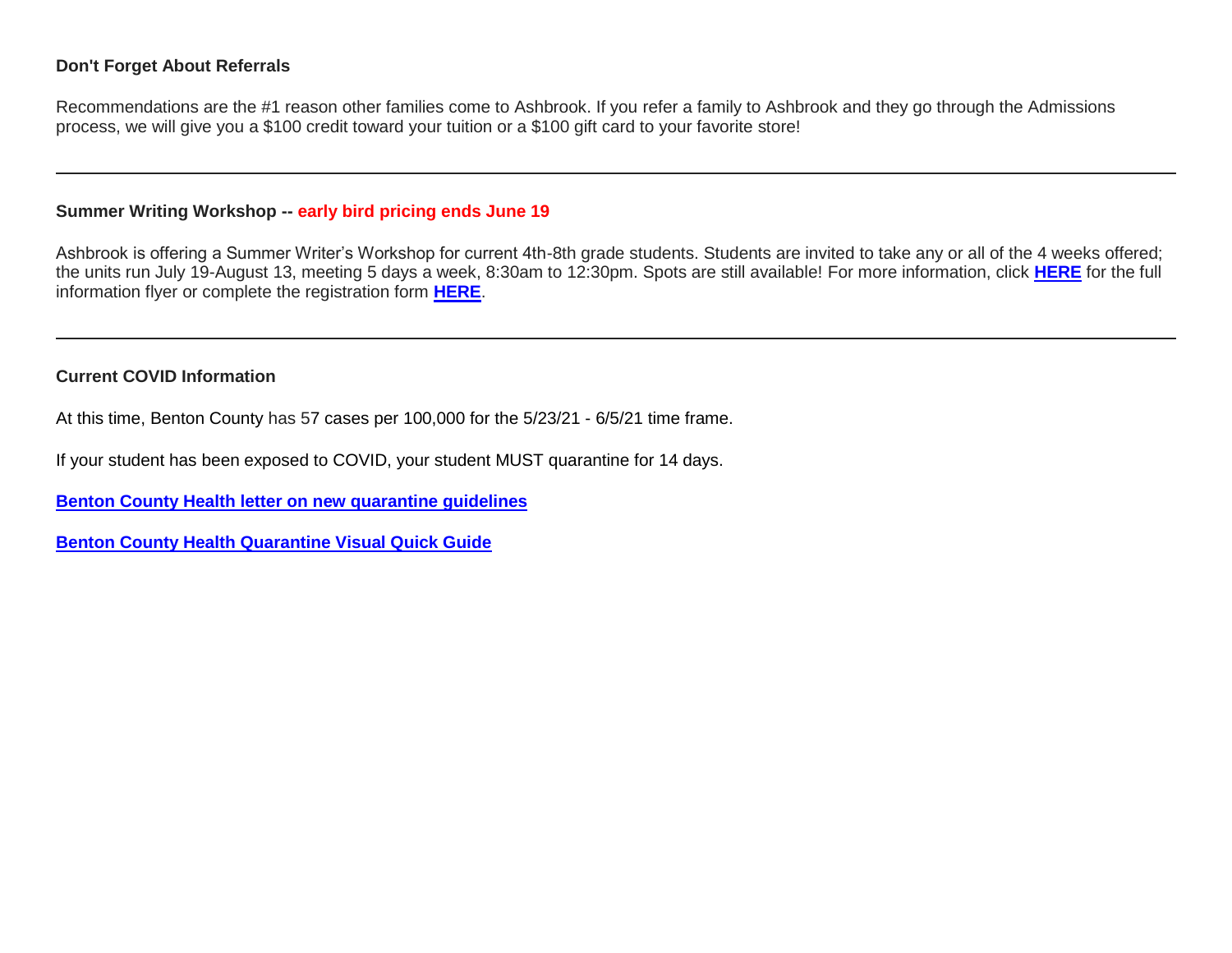**Don't Forget About Referrals**

Recommendations are the #1 reason other families come to Ashbrook. If you refer a family to Ashbrook and they go through the Admissions process, we will give you a $100 credit toward your tuition or a $100 gift card to your favorite store!

---

**Summer Writing Workshop -- early bird pricing ends June 19**

Ashbrook is offering a Summer Writer's Workshop for current 4th-8th grade students. Students are invited to take any or all of the 4 weeks offered; the units run July 19-August 13, meeting 5 days a week, 8:30am to 12:30pm. Spots are still available! For more information, click **HERE** for the full information flyer or complete the registration form **HERE**.

---

**Current COVID Information**

At this time, Benton County has 57 cases per 100,000 for the 5/23/21 - 6/5/21 time frame.

If your student has been exposed to COVID, your student MUST quarantine for 14 days.

**Benton County Health letter on new quarantine guidelines**

**Benton County Health Quarantine Visual Quick Guide**